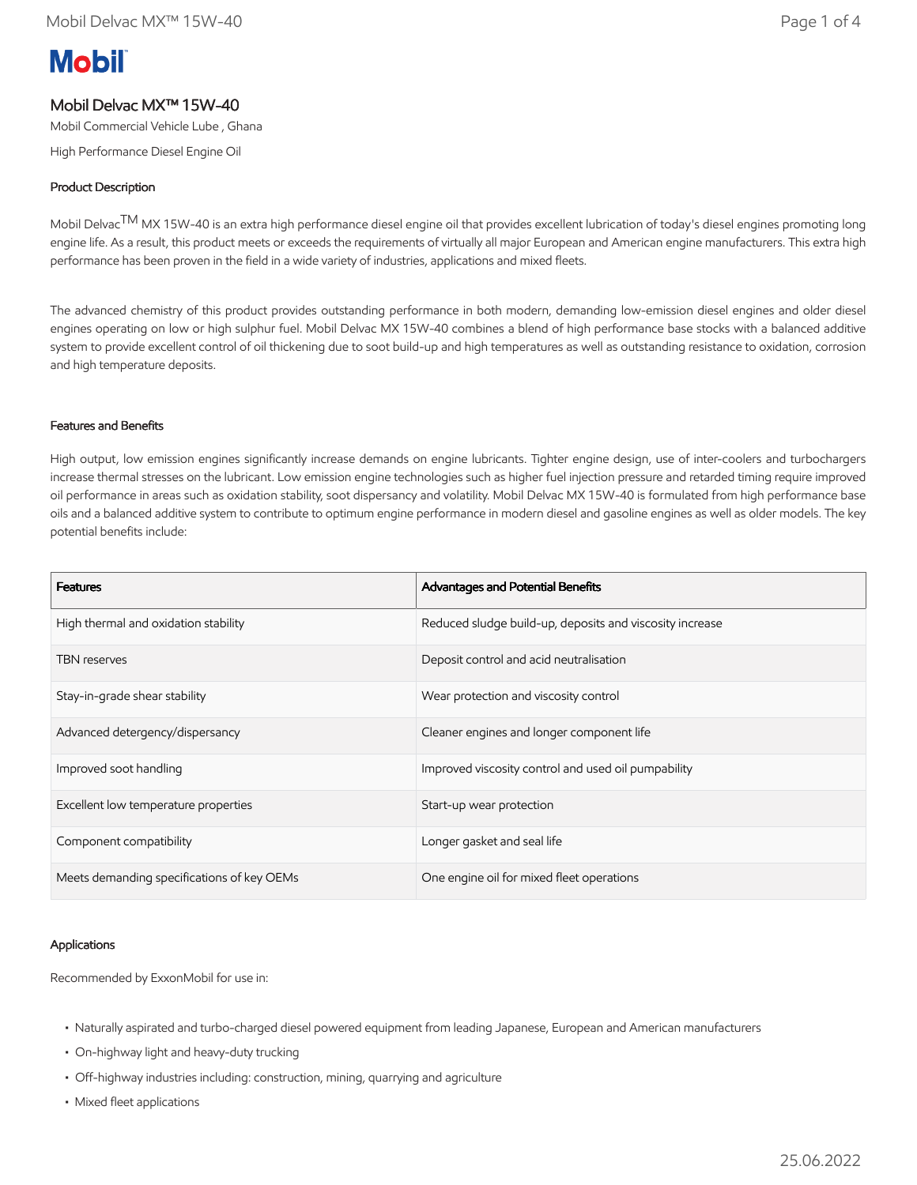Mobil

# Mobil Delvac MX™ 15W-40

Mobil Commercial Vehicle Lube , Ghana

High Performance Diesel Engine Oil

## Product Description

Mobil Delvac$^{TM}$ MX 15W-40 is an extra high performance diesel engine oil that provides excellent lubrication of today's diesel engines promoting long engine life. As a result, this product meets or exceeds the requirements of virtually all major European and American engine manufacturers. This extra high performance has been proven in the field in a wide variety of industries, applications and mixed fleets.

The advanced chemistry of this product provides outstanding performance in both modern, demanding low-emission diesel engines and older diesel engines operating on low or high sulphur fuel. Mobil Delvac MX 15W-40 combines a blend of high performance base stocks with a balanced additive system to provide excellent control of oil thickening due to soot build-up and high temperatures as well as outstanding resistance to oxidation, corrosion and high temperature deposits.

## Features and Benefits

High output, low emission engines significantly increase demands on engine lubricants. Tighter engine design, use of inter-coolers and turbochargers increase thermal stresses on the lubricant. Low emission engine technologies such as higher fuel injection pressure and retarded timing require improved oil performance in areas such as oxidation stability, soot dispersancy and volatility. Mobil Delvac MX 15W-40 is formulated from high performance base oils and a balanced additive system to contribute to optimum engine performance in modern diesel and gasoline engines as well as older models. The key potential benefits include:

| Features | Advantages and Potential Benefits |
| --- | --- |
| High thermal and oxidation stability | Reduced sludge build-up, deposits and viscosity increase |
| TBN reserves | Deposit control and acid neutralisation |
| Stay-in-grade shear stability | Wear protection and viscosity control |
| Advanced detergency/dispersancy | Cleaner engines and longer component life |
| Improved soot handling | Improved viscosity control and used oil pumpability |
| Excellent low temperature properties | Start-up wear protection |
| Component compatibility | Longer gasket and seal life |
| Meets demanding specifications of key OEMs | One engine oil for mixed fleet operations |

## Applications

Recommended by ExxonMobil for use in:

- Naturally aspirated and turbo-charged diesel powered equipment from leading Japanese, European and American manufacturers
- On-highway light and heavy-duty trucking
- Off-highway industries including: construction, mining, quarrying and agriculture
- Mixed fleet applications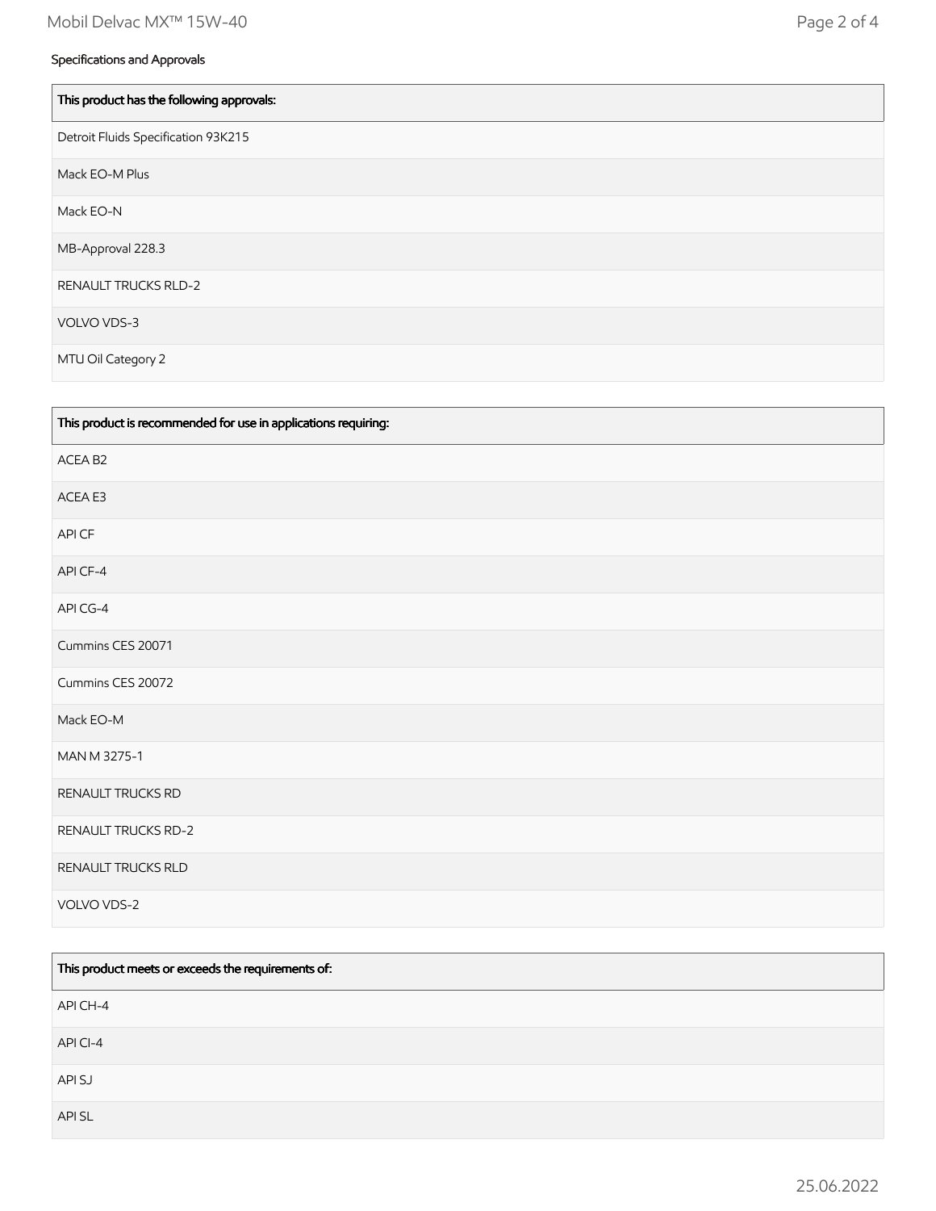## Specifications and Approvals

| This product has the following approvals: |
| --- |
| Detroit Fluids Specification 93K215 |
| Mack EO-M Plus |
| Mack EO-N |
| MB-Approval 228.3 |
| RENAULT TRUCKS RLD-2 |
| VOLVO VDS-3 |
| MTU Oil Category 2 |

| This product is recommended for use in applications requiring: |
| --- |
| ACEA B2 |
| ACEA E3 |
| API CF |
| API CF-4 |
| API CG-4 |
| Cummins CES 20071 |
| Cummins CES 20072 |
| Mack EO-M |
| MAN M 3275-1 |
| RENAULT TRUCKS RD |
| RENAULT TRUCKS RD-2 |
| RENAULT TRUCKS RLD |
| VOLVO VDS-2 |

| This product meets or exceeds the requirements of: |
| --- |
| API CH-4 |
| API CI-4 |
| API SJ |
| API SL |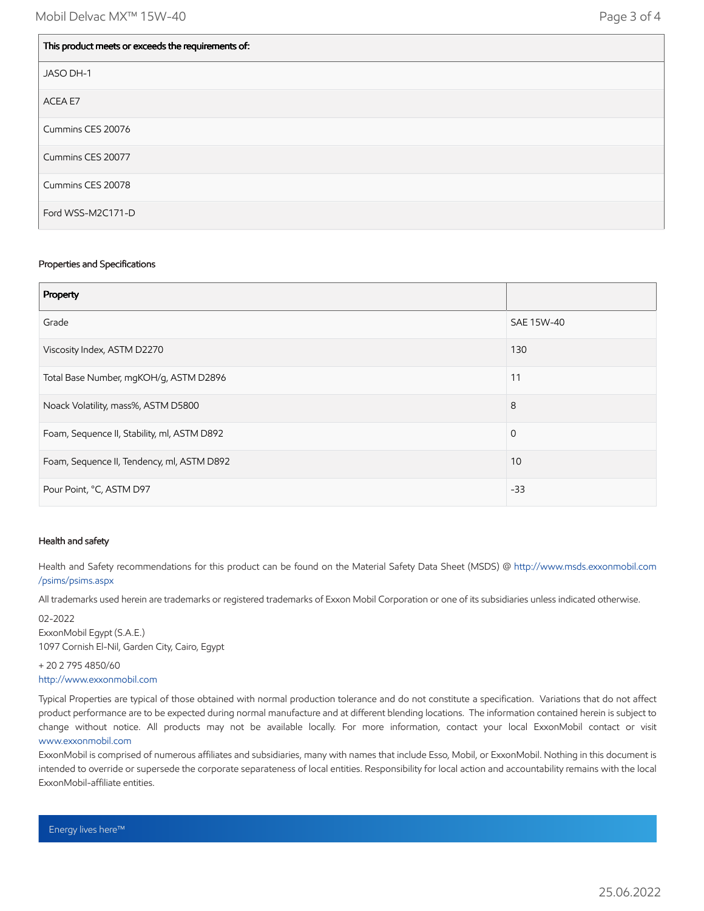| This product meets or exceeds the requirements of: |
| --- |
| JASO DH-1 |
| ACEA E7 |
| Cummins CES 20076 |
| Cummins CES 20077 |
| Cummins CES 20078 |
| Ford WSS-M2C171-D |

### Properties and Specifications

| Property | |
| --- | --- |
| Grade | SAE 15W-40 |
| Viscosity Index, ASTM D2270 | 130 |
| Total Base Number, mgKOH/g, ASTM D2896 | 11 |
| Noack Volatility, mass%, ASTM D5800 | 8 |
| Foam, Sequence II, Stability, ml, ASTM D892 | 0 |
| Foam, Sequence II, Tendency, ml, ASTM D892 | 10 |
| Pour Point, °C, ASTM D97 | -33 |

### Health and safety

Health and Safety recommendations for this product can be found on the Material Safety Data Sheet (MSDS) @ http://www.msds.exxonmobil.com/psims/psims.aspx

All trademarks used herein are trademarks or registered trademarks of Exxon Mobil Corporation or one of its subsidiaries unless indicated otherwise.

02-2022
ExxonMobil Egypt (S.A.E.)
1097 Cornish El-Nil, Garden City, Cairo, Egypt

+ 20 2 795 4850/60
http://www.exxonmobil.com

Typical Properties are typical of those obtained with normal production tolerance and do not constitute a specification. Variations that do not affect product performance are to be expected during normal manufacture and at different blending locations. The information contained herein is subject to change without notice. All products may not be available locally. For more information, contact your local ExxonMobil contact or visit www.exxonmobil.com
ExxonMobil is comprised of numerous affiliates and subsidiaries, many with names that include Esso, Mobil, or ExxonMobil. Nothing in this document is intended to override or supersede the corporate separateness of local entities. Responsibility for local action and accountability remains with the local ExxonMobil-affiliate entities.

Energy lives here™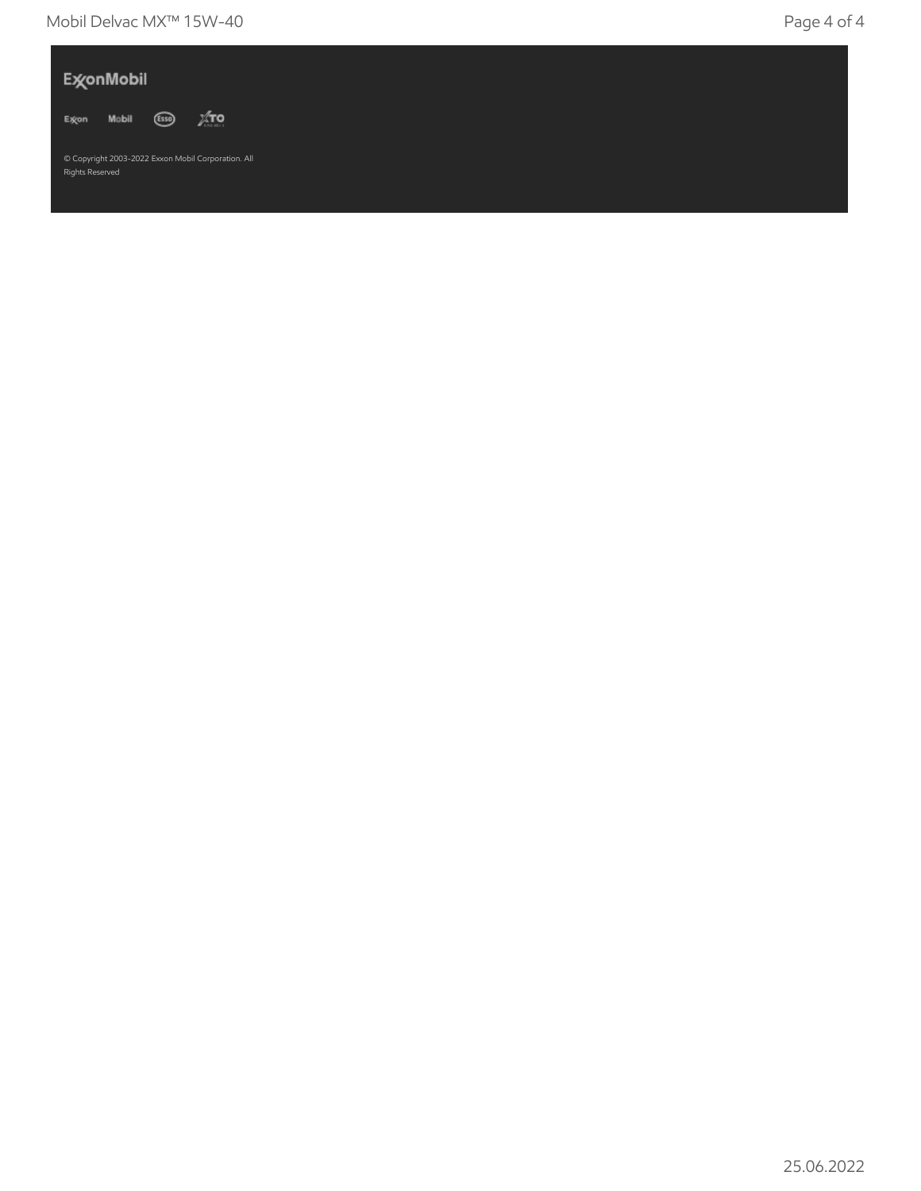ExxonMobil

Exxon Mobil Esso XTO

© Copyright 2003-2022 Exxon Mobil Corporation. All Rights Reserved